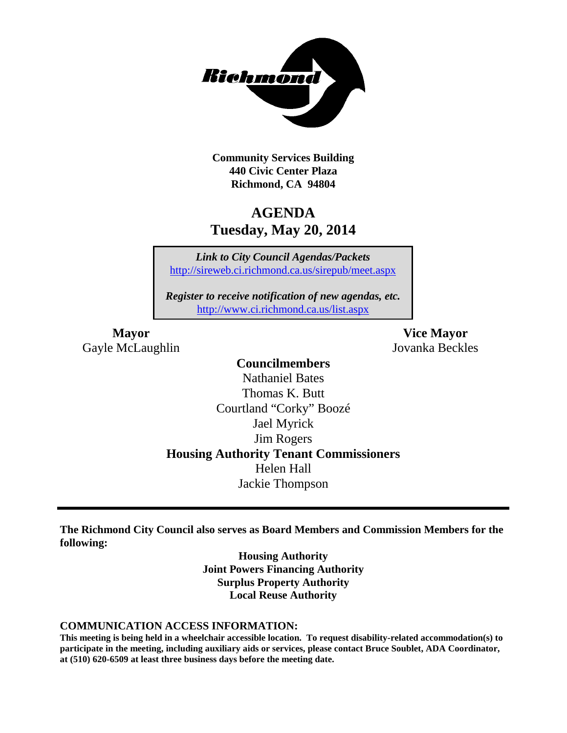**Community Services Building**
**440 Civic Center Plaza**
**Richmond, CA 94804**

# AGENDA
## Tuesday, May 20, 2014

***Link to City Council Agendas/Packets***
http://sireweb.ci.richmond.ca.us/sirepub/meet.aspx

***Register to receive notification of new agendas, etc.***
http://www.ci.richmond.ca.us/list.aspx

**Mayor**
Gayle McLaughlin

**Vice Mayor**
Jovanka Beckles

**Councilmembers**
Nathaniel Bates
Thomas K. Butt
Courtland "Corky" Boozé
Jael Myrick
Jim Rogers

**Housing Authority Tenant Commissioners**
Helen Hall
Jackie Thompson

---

**The Richmond City Council also serves as Board Members and Commission Members for the following:**

**Housing Authority**
**Joint Powers Financing Authority**
**Surplus Property Authority**
**Local Reuse Authority**

**COMMUNICATION ACCESS INFORMATION:**
**This meeting is being held in a wheelchair accessible location. To request disability-related accommodation(s) to participate in the meeting, including auxiliary aids or services, please contact Bruce Soublet, ADA Coordinator, at (510) 620-6509 at least three business days before the meeting date.**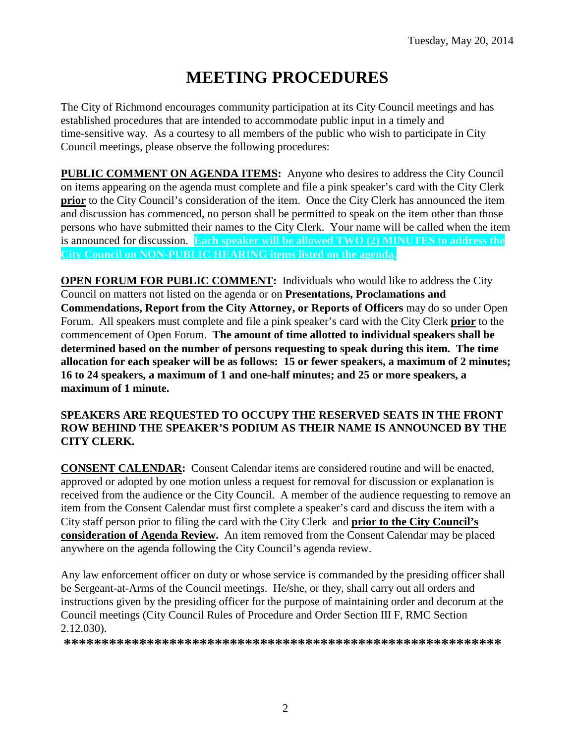Tuesday, May 20, 2014

# MEETING PROCEDURES

The City of Richmond encourages community participation at its City Council meetings and has established procedures that are intended to accommodate public input in a timely and time-sensitive way. As a courtesy to all members of the public who wish to participate in City Council meetings, please observe the following procedures:

**PUBLIC COMMENT ON AGENDA ITEMS:** Anyone who desires to address the City Council on items appearing on the agenda must complete and file a pink speaker's card with the City Clerk **prior** to the City Council's consideration of the item. Once the City Clerk has announced the item and discussion has commenced, no person shall be permitted to speak on the item other than those persons who have submitted their names to the City Clerk. Your name will be called when the item is announced for discussion. **Each speaker will be allowed TWO (2) MINUTES to address the City Council on NON-PUBLIC HEARING items listed on the agenda.**

**OPEN FORUM FOR PUBLIC COMMENT:** Individuals who would like to address the City Council on matters not listed on the agenda or on **Presentations, Proclamations and Commendations, Report from the City Attorney, or Reports of Officers** may do so under Open Forum. All speakers must complete and file a pink speaker's card with the City Clerk **prior** to the commencement of Open Forum. **The amount of time allotted to individual speakers shall be determined based on the number of persons requesting to speak during this item. The time allocation for each speaker will be as follows: 15 or fewer speakers, a maximum of 2 minutes; 16 to 24 speakers, a maximum of 1 and one-half minutes; and 25 or more speakers, a maximum of 1 minute.**

**SPEAKERS ARE REQUESTED TO OCCUPY THE RESERVED SEATS IN THE FRONT ROW BEHIND THE SPEAKER'S PODIUM AS THEIR NAME IS ANNOUNCED BY THE CITY CLERK.**

**CONSENT CALENDAR:** Consent Calendar items are considered routine and will be enacted, approved or adopted by one motion unless a request for removal for discussion or explanation is received from the audience or the City Council. A member of the audience requesting to remove an item from the Consent Calendar must first complete a speaker's card and discuss the item with a City staff person prior to filing the card with the City Clerk and **prior to the City Council's consideration of Agenda Review.** An item removed from the Consent Calendar may be placed anywhere on the agenda following the City Council's agenda review.

Any law enforcement officer on duty or whose service is commanded by the presiding officer shall be Sergeant-at-Arms of the Council meetings. He/she, or they, shall carry out all orders and instructions given by the presiding officer for the purpose of maintaining order and decorum at the Council meetings (City Council Rules of Procedure and Order Section III F, RMC Section 2.12.030).

**\*\*\*\*\*\*\*\*\*\*\*\*\*\*\*\*\*\*\*\*\*\*\*\*\*\*\*\*\*\*\*\*\*\*\*\*\*\*\*\*\*\*\*\*\*\*\*\*\*\*\*\*\*\*\*\*\*\***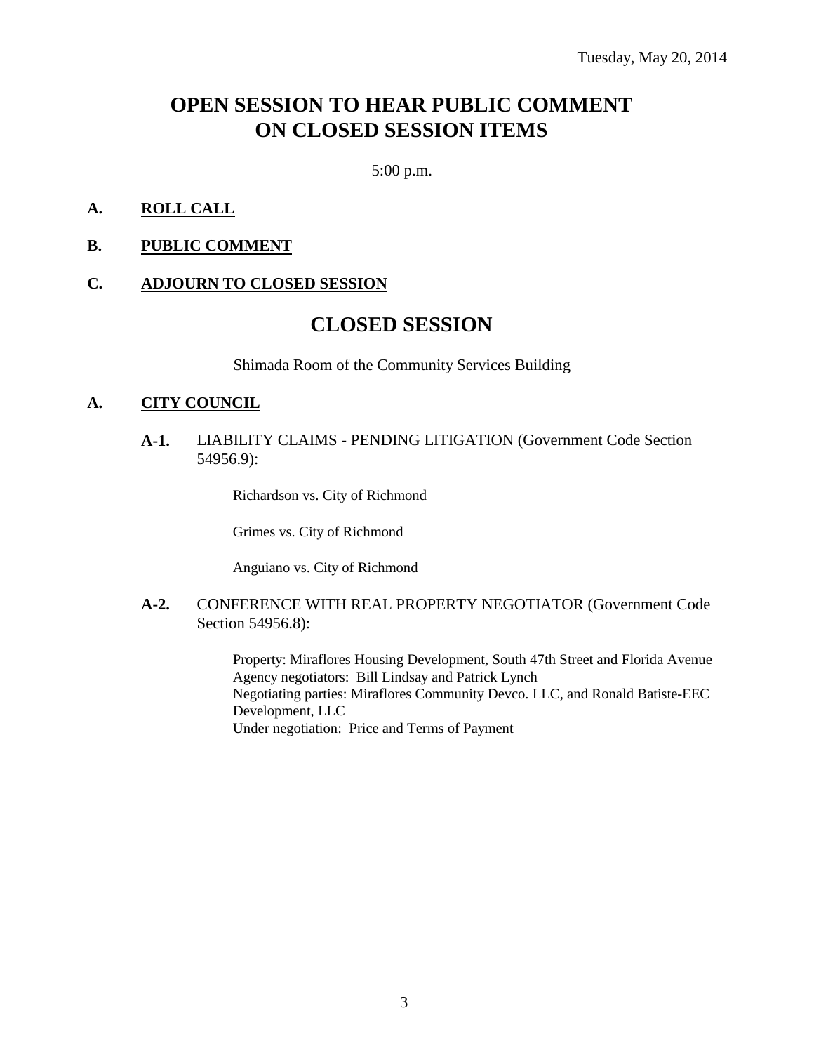Tuesday, May 20, 2014

# OPEN SESSION TO HEAR PUBLIC COMMENT ON CLOSED SESSION ITEMS

5:00 p.m.

**A. ROLL CALL**

**B. PUBLIC COMMENT**

**C. ADJOURN TO CLOSED SESSION**

# CLOSED SESSION

Shimada Room of the Community Services Building

**A. CITY COUNCIL**

**A-1.** LIABILITY CLAIMS - PENDING LITIGATION (Government Code Section 54956.9):

Richardson vs. City of Richmond

Grimes vs. City of Richmond

Anguiano vs. City of Richmond

**A-2.** CONFERENCE WITH REAL PROPERTY NEGOTIATOR (Government Code Section 54956.8):

Property: Miraflores Housing Development, South 47th Street and Florida Avenue
Agency negotiators: Bill Lindsay and Patrick Lynch
Negotiating parties: Miraflores Community Devco. LLC, and Ronald Batiste-EEC Development, LLC
Under negotiation: Price and Terms of Payment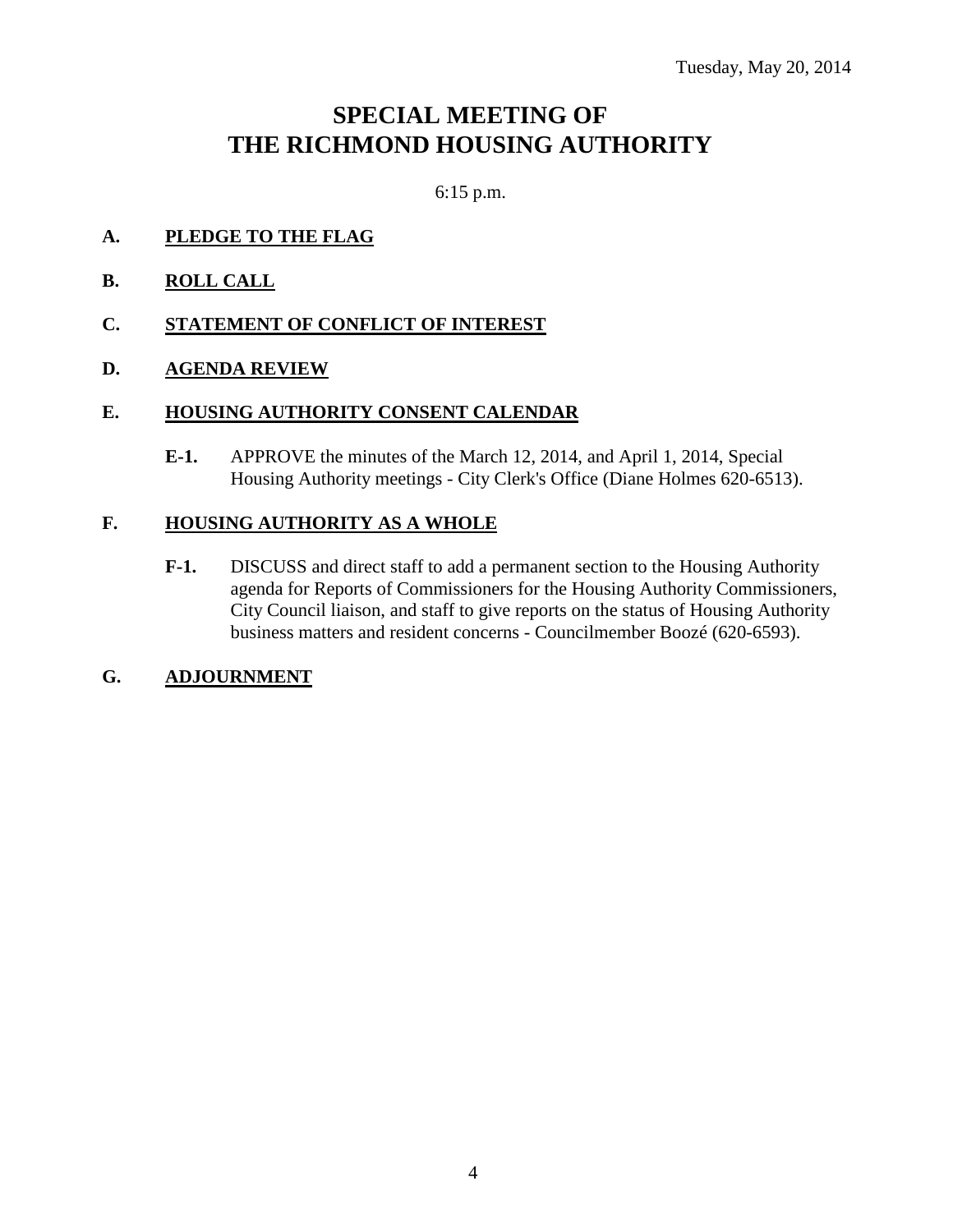Tuesday, May 20, 2014

# SPECIAL MEETING OF THE RICHMOND HOUSING AUTHORITY

6:15 p.m.

**A. PLEDGE TO THE FLAG**

**B. ROLL CALL**

**C. STATEMENT OF CONFLICT OF INTEREST**

**D. AGENDA REVIEW**

**E. HOUSING AUTHORITY CONSENT CALENDAR**

**E-1.** APPROVE the minutes of the March 12, 2014, and April 1, 2014, Special Housing Authority meetings - City Clerk's Office (Diane Holmes 620-6513).

**F. HOUSING AUTHORITY AS A WHOLE**

**F-1.** DISCUSS and direct staff to add a permanent section to the Housing Authority agenda for Reports of Commissioners for the Housing Authority Commissioners, City Council liaison, and staff to give reports on the status of Housing Authority business matters and resident concerns - Councilmember Boozé (620-6593).

**G. ADJOURNMENT**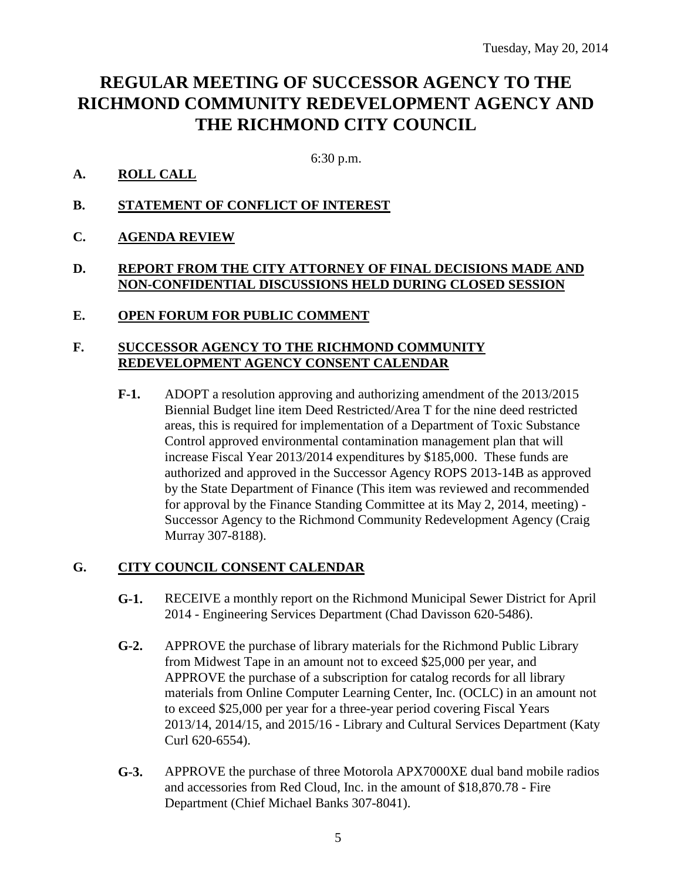Tuesday, May 20, 2014

# REGULAR MEETING OF SUCCESSOR AGENCY TO THE RICHMOND COMMUNITY REDEVELOPMENT AGENCY AND THE RICHMOND CITY COUNCIL

6:30 p.m.

## A. ROLL CALL

## B. STATEMENT OF CONFLICT OF INTEREST

## C. AGENDA REVIEW

## D. REPORT FROM THE CITY ATTORNEY OF FINAL DECISIONS MADE AND NON-CONFIDENTIAL DISCUSSIONS HELD DURING CLOSED SESSION

## E. OPEN FORUM FOR PUBLIC COMMENT

## F. SUCCESSOR AGENCY TO THE RICHMOND COMMUNITY REDEVELOPMENT AGENCY CONSENT CALENDAR

**F-1.** ADOPT a resolution approving and authorizing amendment of the 2013/2015 Biennial Budget line item Deed Restricted/Area T for the nine deed restricted areas, this is required for implementation of a Department of Toxic Substance Control approved environmental contamination management plan that will increase Fiscal Year 2013/2014 expenditures by $185,000. These funds are authorized and approved in the Successor Agency ROPS 2013-14B as approved by the State Department of Finance (This item was reviewed and recommended for approval by the Finance Standing Committee at its May 2, 2014, meeting) - Successor Agency to the Richmond Community Redevelopment Agency (Craig Murray 307-8188).

## G. CITY COUNCIL CONSENT CALENDAR

**G-1.** RECEIVE a monthly report on the Richmond Municipal Sewer District for April 2014 - Engineering Services Department (Chad Davisson 620-5486).

**G-2.** APPROVE the purchase of library materials for the Richmond Public Library from Midwest Tape in an amount not to exceed $25,000 per year, and APPROVE the purchase of a subscription for catalog records for all library materials from Online Computer Learning Center, Inc. (OCLC) in an amount not to exceed $25,000 per year for a three-year period covering Fiscal Years 2013/14, 2014/15, and 2015/16 - Library and Cultural Services Department (Katy Curl 620-6554).

**G-3.** APPROVE the purchase of three Motorola APX7000XE dual band mobile radios and accessories from Red Cloud, Inc. in the amount of $18,870.78 - Fire Department (Chief Michael Banks 307-8041).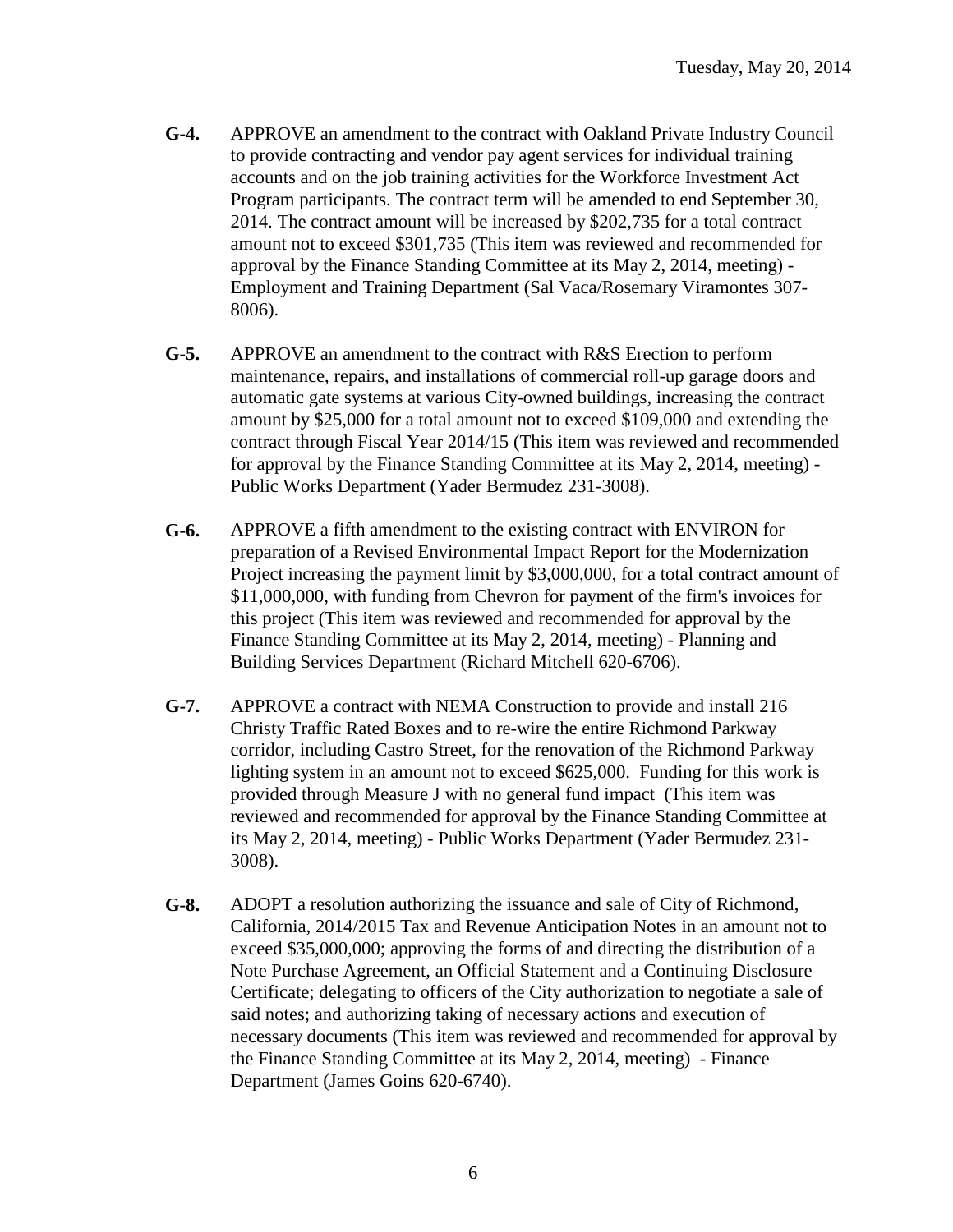**G-4.** APPROVE an amendment to the contract with Oakland Private Industry Council to provide contracting and vendor pay agent services for individual training accounts and on the job training activities for the Workforce Investment Act Program participants. The contract term will be amended to end September 30, 2014. The contract amount will be increased by $202,735 for a total contract amount not to exceed $301,735 (This item was reviewed and recommended for approval by the Finance Standing Committee at its May 2, 2014, meeting) - Employment and Training Department (Sal Vaca/Rosemary Viramontes 307-8006).

**G-5.** APPROVE an amendment to the contract with R&S Erection to perform maintenance, repairs, and installations of commercial roll-up garage doors and automatic gate systems at various City-owned buildings, increasing the contract amount by $25,000 for a total amount not to exceed $109,000 and extending the contract through Fiscal Year 2014/15 (This item was reviewed and recommended for approval by the Finance Standing Committee at its May 2, 2014, meeting) - Public Works Department (Yader Bermudez 231-3008).

**G-6.** APPROVE a fifth amendment to the existing contract with ENVIRON for preparation of a Revised Environmental Impact Report for the Modernization Project increasing the payment limit by $3,000,000, for a total contract amount of $11,000,000, with funding from Chevron for payment of the firm's invoices for this project (This item was reviewed and recommended for approval by the Finance Standing Committee at its May 2, 2014, meeting) - Planning and Building Services Department (Richard Mitchell 620-6706).

**G-7.** APPROVE a contract with NEMA Construction to provide and install 216 Christy Traffic Rated Boxes and to re-wire the entire Richmond Parkway corridor, including Castro Street, for the renovation of the Richmond Parkway lighting system in an amount not to exceed $625,000. Funding for this work is provided through Measure J with no general fund impact (This item was reviewed and recommended for approval by the Finance Standing Committee at its May 2, 2014, meeting) - Public Works Department (Yader Bermudez 231-3008).

**G-8.** ADOPT a resolution authorizing the issuance and sale of City of Richmond, California, 2014/2015 Tax and Revenue Anticipation Notes in an amount not to exceed $35,000,000; approving the forms of and directing the distribution of a Note Purchase Agreement, an Official Statement and a Continuing Disclosure Certificate; delegating to officers of the City authorization to negotiate a sale of said notes; and authorizing taking of necessary actions and execution of necessary documents (This item was reviewed and recommended for approval by the Finance Standing Committee at its May 2, 2014, meeting) - Finance Department (James Goins 620-6740).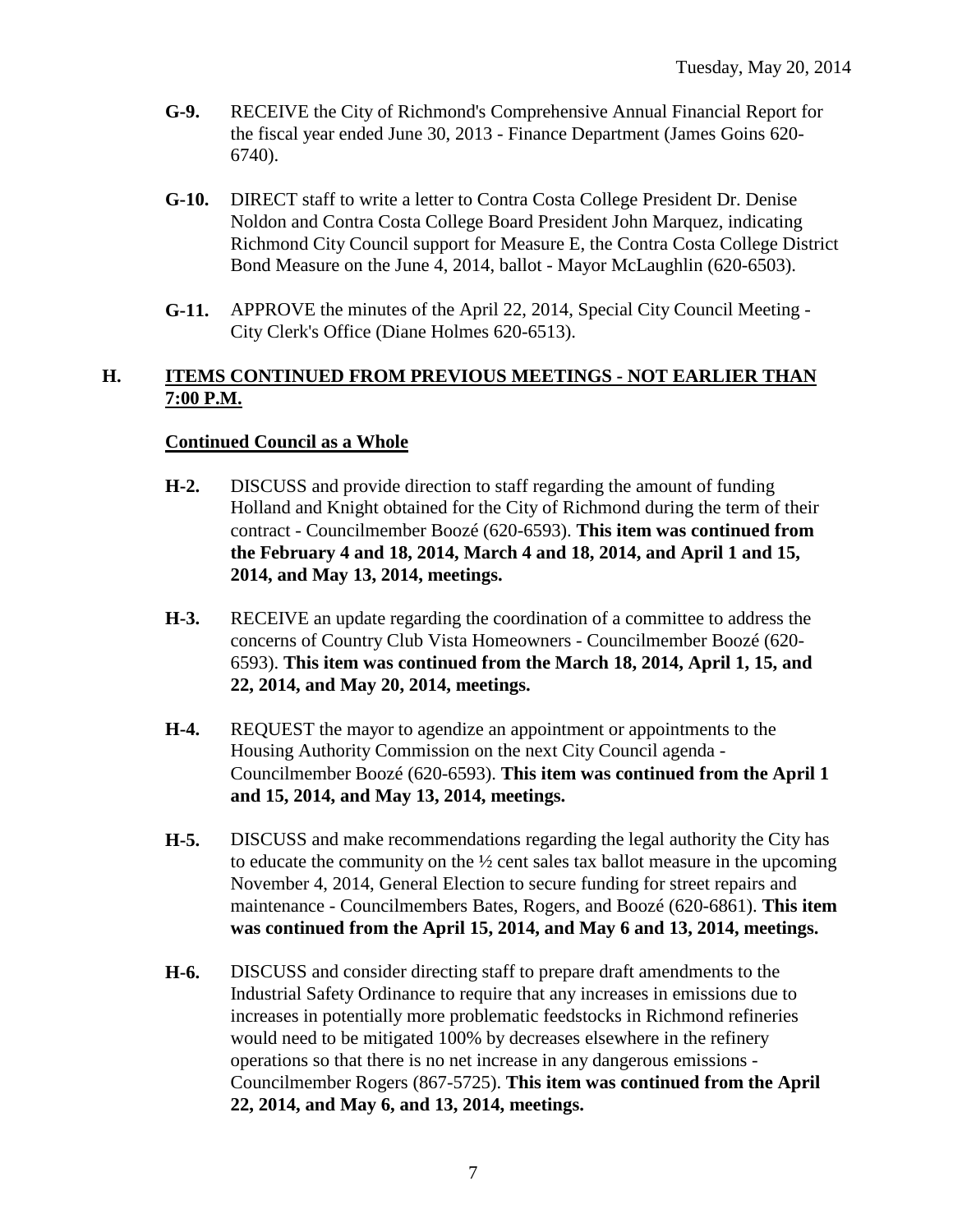- **G-9.** RECEIVE the City of Richmond's Comprehensive Annual Financial Report for the fiscal year ended June 30, 2013 - Finance Department (James Goins 620-6740).

- **G-10.** DIRECT staff to write a letter to Contra Costa College President Dr. Denise Noldon and Contra Costa College Board President John Marquez, indicating Richmond City Council support for Measure E, the Contra Costa College District Bond Measure on the June 4, 2014, ballot - Mayor McLaughlin (620-6503).

- **G-11.** APPROVE the minutes of the April 22, 2014, Special City Council Meeting - City Clerk's Office (Diane Holmes 620-6513).

## H. ITEMS CONTINUED FROM PREVIOUS MEETINGS - NOT EARLIER THAN 7:00 P.M.

### Continued Council as a Whole

- **H-2.** DISCUSS and provide direction to staff regarding the amount of funding Holland and Knight obtained for the City of Richmond during the term of their contract - Councilmember Boozé (620-6593). **This item was continued from the February 4 and 18, 2014, March 4 and 18, 2014, and April 1 and 15, 2014, and May 13, 2014, meetings.**

- **H-3.** RECEIVE an update regarding the coordination of a committee to address the concerns of Country Club Vista Homeowners - Councilmember Boozé (620-6593). **This item was continued from the March 18, 2014, April 1, 15, and 22, 2014, and May 20, 2014, meetings.**

- **H-4.** REQUEST the mayor to agendize an appointment or appointments to the Housing Authority Commission on the next City Council agenda - Councilmember Boozé (620-6593). **This item was continued from the April 1 and 15, 2014, and May 13, 2014, meetings.**

- **H-5.** DISCUSS and make recommendations regarding the legal authority the City has to educate the community on the ½ cent sales tax ballot measure in the upcoming November 4, 2014, General Election to secure funding for street repairs and maintenance - Councilmembers Bates, Rogers, and Boozé (620-6861). **This item was continued from the April 15, 2014, and May 6 and 13, 2014, meetings.**

- **H-6.** DISCUSS and consider directing staff to prepare draft amendments to the Industrial Safety Ordinance to require that any increases in emissions due to increases in potentially more problematic feedstocks in Richmond refineries would need to be mitigated 100% by decreases elsewhere in the refinery operations so that there is no net increase in any dangerous emissions - Councilmember Rogers (867-5725). **This item was continued from the April 22, 2014, and May 6, and 13, 2014, meetings.**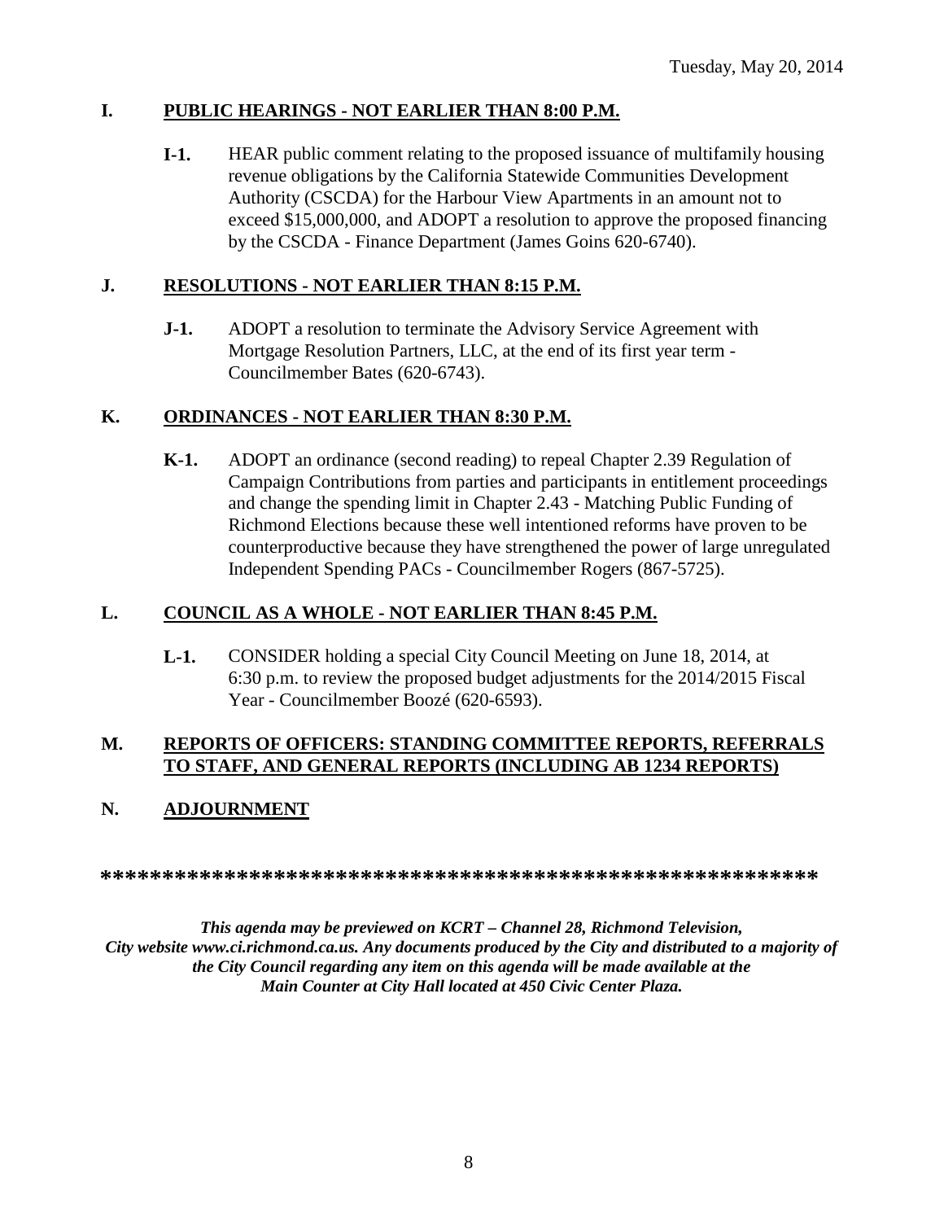Tuesday, May 20, 2014

## I. PUBLIC HEARINGS - NOT EARLIER THAN 8:00 P.M.

**I-1.** HEAR public comment relating to the proposed issuance of multifamily housing revenue obligations by the California Statewide Communities Development Authority (CSCDA) for the Harbour View Apartments in an amount not to exceed $15,000,000, and ADOPT a resolution to approve the proposed financing by the CSCDA - Finance Department (James Goins 620-6740).

## J. RESOLUTIONS - NOT EARLIER THAN 8:15 P.M.

**J-1.** ADOPT a resolution to terminate the Advisory Service Agreement with Mortgage Resolution Partners, LLC, at the end of its first year term - Councilmember Bates (620-6743).

## K. ORDINANCES - NOT EARLIER THAN 8:30 P.M.

**K-1.** ADOPT an ordinance (second reading) to repeal Chapter 2.39 Regulation of Campaign Contributions from parties and participants in entitlement proceedings and change the spending limit in Chapter 2.43 - Matching Public Funding of Richmond Elections because these well intentioned reforms have proven to be counterproductive because they have strengthened the power of large unregulated Independent Spending PACs - Councilmember Rogers (867-5725).

## L. COUNCIL AS A WHOLE - NOT EARLIER THAN 8:45 P.M.

**L-1.** CONSIDER holding a special City Council Meeting on June 18, 2014, at 6:30 p.m. to review the proposed budget adjustments for the 2014/2015 Fiscal Year - Councilmember Boozé (620-6593).

## M. REPORTS OF OFFICERS: STANDING COMMITTEE REPORTS, REFERRALS TO STAFF, AND GENERAL REPORTS (INCLUDING AB 1234 REPORTS)

## N. ADJOURNMENT

**********************************************************

***This agenda may be previewed on KCRT – Channel 28, Richmond Television, City website www.ci.richmond.ca.us. Any documents produced by the City and distributed to a majority of the City Council regarding any item on this agenda will be made available at the Main Counter at City Hall located at 450 Civic Center Plaza.***